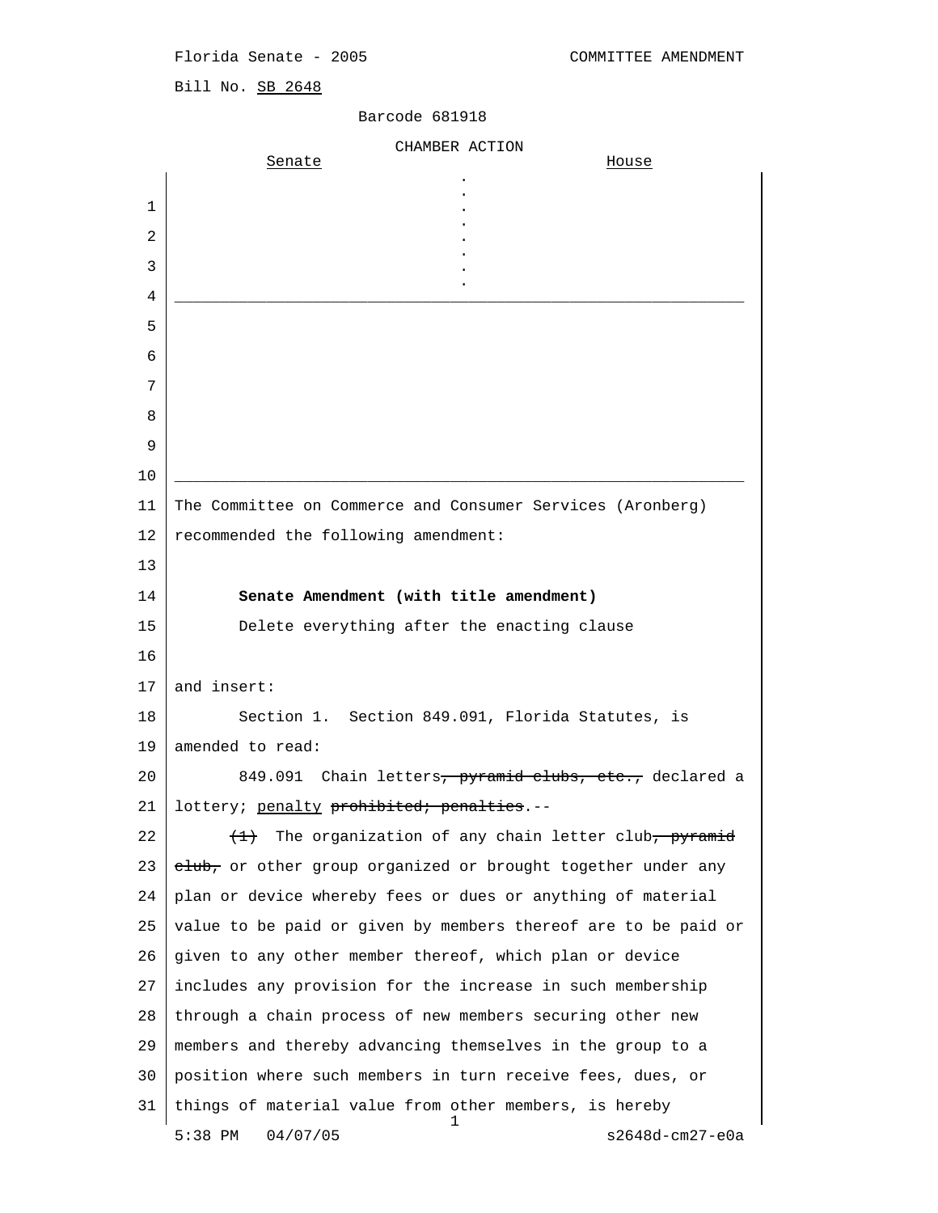Florida Senate - 2005 COMMITTEE AMENDMENT

Bill No. SB 2648

Barcode 681918

CHAMBER ACTION

| Senate | . | House |
|---|---|---|

The Committee on Commerce and Consumer Services (Aronberg) recommended the following amendment:

**Senate Amendment (with title amendment)**

Delete everything after the enacting clause

and insert:

Section 1. Section 849.091, Florida Statutes, is amended to read:

849.091 Chain letters~~, pyramid clubs, etc.,~~ declared a lottery; penalty ~~prohibited; penalties~~.--

~~(1)~~ The organization of any chain letter club~~, pyramid club,~~ or other group organized or brought together under any plan or device whereby fees or dues or anything of material value to be paid or given by members thereof are to be paid or given to any other member thereof, which plan or device includes any provision for the increase in such membership through a chain process of new members securing other new members and thereby advancing themselves in the group to a position where such members in turn receive fees, dues, or things of material value from other members, is hereby

5:38 PM 04/07/05 s2648d-cm27-e0a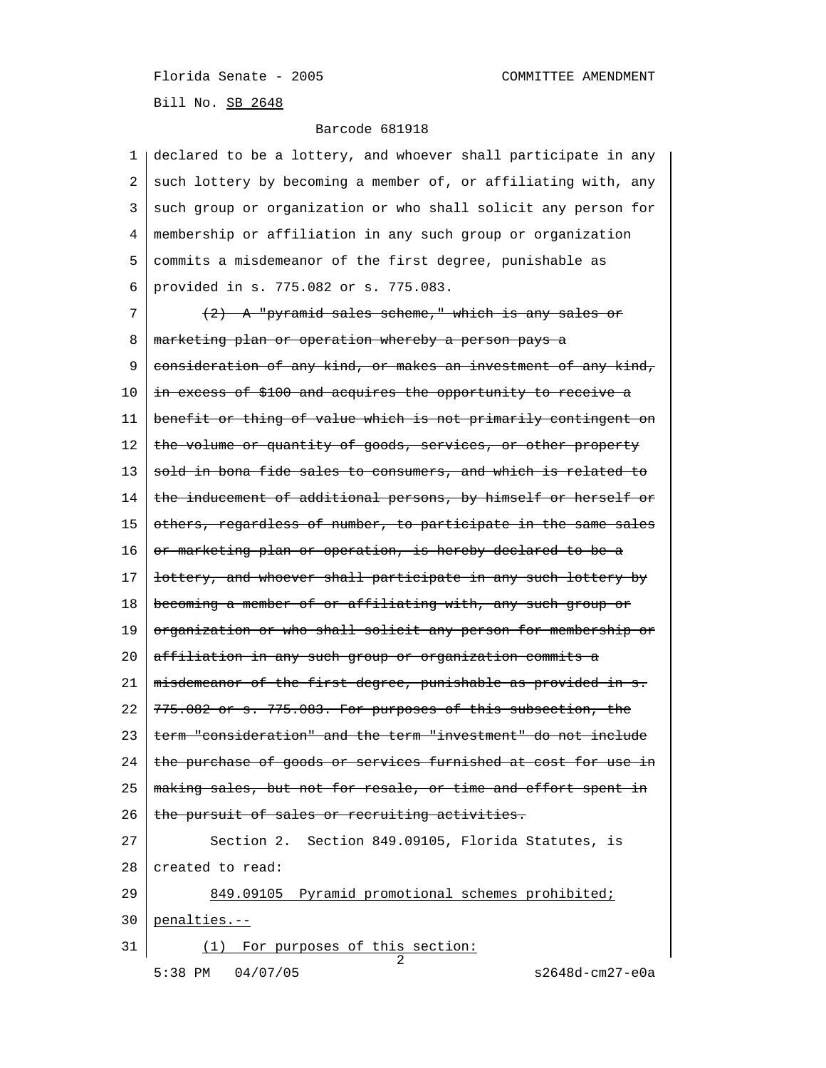declared to be a lottery, and whoever shall participate in any such lottery by becoming a member of, or affiliating with, any such group or organization or who shall solicit any person for membership or affiliation in any such group or organization commits a misdemeanor of the first degree, punishable as provided in s. 775.082 or s. 775.083.

~~(2) A "pyramid sales scheme," which is any sales or marketing plan or operation whereby a person pays a consideration of any kind, or makes an investment of any kind, in excess of $100 and acquires the opportunity to receive a benefit or thing of value which is not primarily contingent on the volume or quantity of goods, services, or other property sold in bona fide sales to consumers, and which is related to the inducement of additional persons, by himself or herself or others, regardless of number, to participate in the same sales or marketing plan or operation, is hereby declared to be a lottery, and whoever shall participate in any such lottery by becoming a member of or affiliating with, any such group or organization or who shall solicit any person for membership or affiliation in any such group or organization commits a misdemeanor of the first degree, punishable as provided in s. 775.082 or s. 775.083. For purposes of this subsection, the term "consideration" and the term "investment" do not include the purchase of goods or services furnished at cost for use in making sales, but not for resale, or time and effort spent in the pursuit of sales or recruiting activities.~~

Section 2. Section 849.09105, Florida Statutes, is created to read:

<u>849.09105 Pyramid promotional schemes prohibited; penalties.--</u>

<u>(1) For purposes of this section:</u>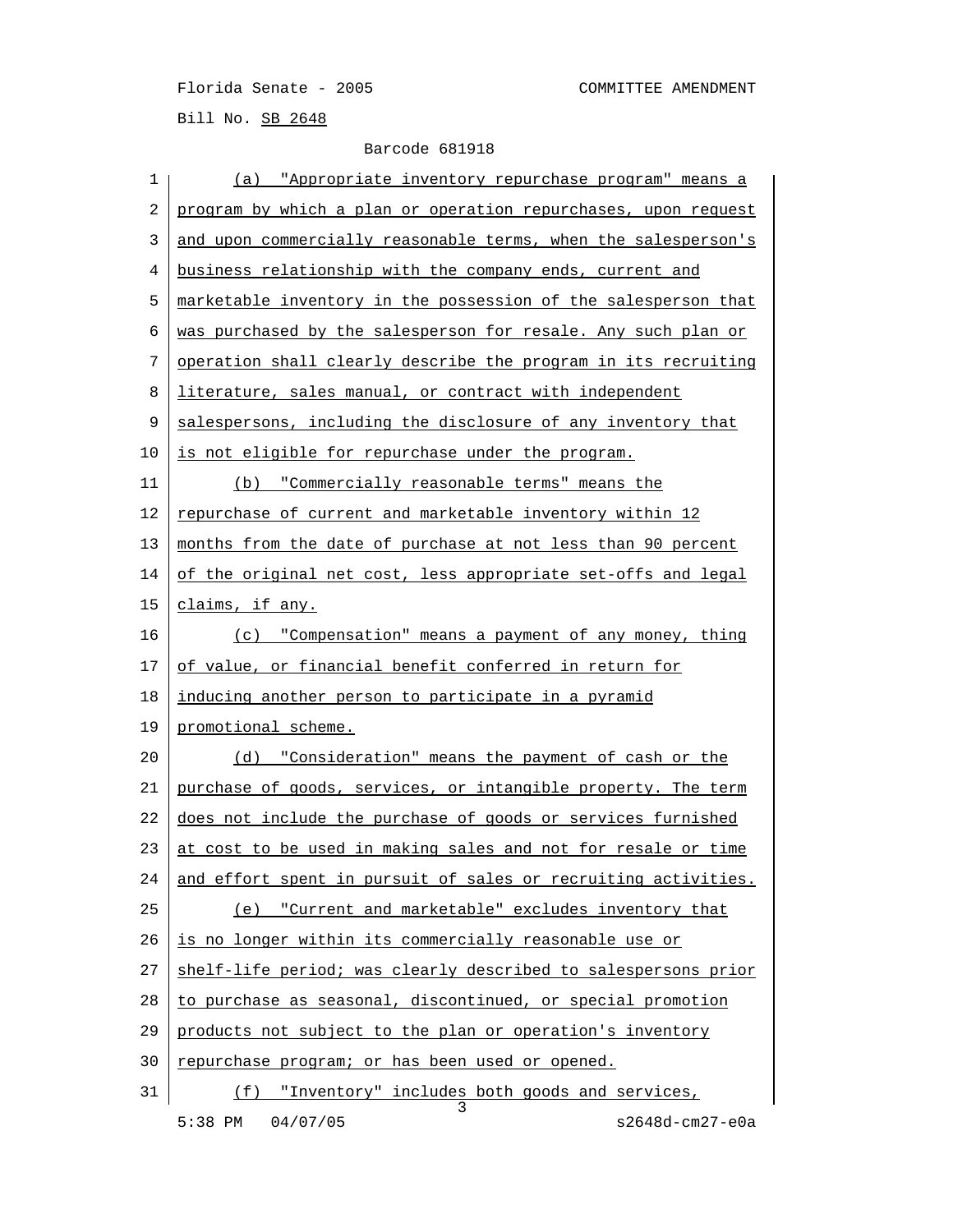(a) "Appropriate inventory repurchase program" means a program by which a plan or operation repurchases, upon request and upon commercially reasonable terms, when the salesperson's business relationship with the company ends, current and marketable inventory in the possession of the salesperson that was purchased by the salesperson for resale. Any such plan or operation shall clearly describe the program in its recruiting literature, sales manual, or contract with independent salespersons, including the disclosure of any inventory that is not eligible for repurchase under the program.

(b) "Commercially reasonable terms" means the repurchase of current and marketable inventory within 12 months from the date of purchase at not less than 90 percent of the original net cost, less appropriate set-offs and legal claims, if any.

(c) "Compensation" means a payment of any money, thing of value, or financial benefit conferred in return for inducing another person to participate in a pyramid promotional scheme.

(d) "Consideration" means the payment of cash or the purchase of goods, services, or intangible property. The term does not include the purchase of goods or services furnished at cost to be used in making sales and not for resale or time and effort spent in pursuit of sales or recruiting activities.

(e) "Current and marketable" excludes inventory that is no longer within its commercially reasonable use or shelf-life period; was clearly described to salespersons prior to purchase as seasonal, discontinued, or special promotion products not subject to the plan or operation's inventory repurchase program; or has been used or opened.

(f) "Inventory" includes both goods and services,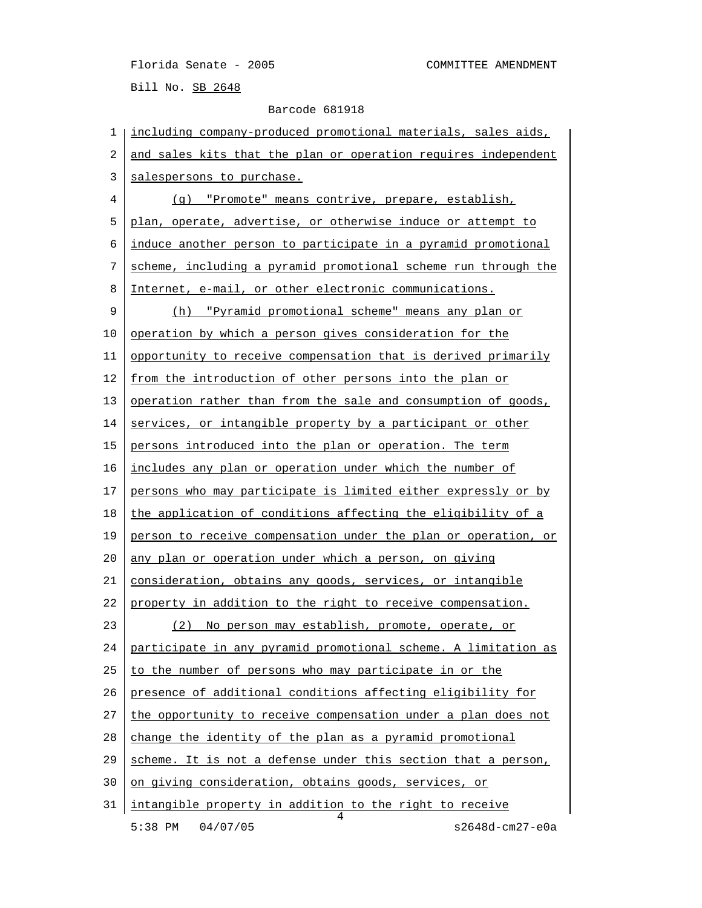including company-produced promotional materials, sales aids, and sales kits that the plan or operation requires independent salespersons to purchase.

(g) "Promote" means contrive, prepare, establish, plan, operate, advertise, or otherwise induce or attempt to induce another person to participate in a pyramid promotional scheme, including a pyramid promotional scheme run through the Internet, e-mail, or other electronic communications.

(h) "Pyramid promotional scheme" means any plan or operation by which a person gives consideration for the opportunity to receive compensation that is derived primarily from the introduction of other persons into the plan or operation rather than from the sale and consumption of goods, services, or intangible property by a participant or other persons introduced into the plan or operation. The term includes any plan or operation under which the number of persons who may participate is limited either expressly or by the application of conditions affecting the eligibility of a person to receive compensation under the plan or operation, or any plan or operation under which a person, on giving consideration, obtains any goods, services, or intangible property in addition to the right to receive compensation.

(2) No person may establish, promote, operate, or participate in any pyramid promotional scheme. A limitation as to the number of persons who may participate in or the presence of additional conditions affecting eligibility for the opportunity to receive compensation under a plan does not change the identity of the plan as a pyramid promotional scheme. It is not a defense under this section that a person, on giving consideration, obtains goods, services, or intangible property in addition to the right to receive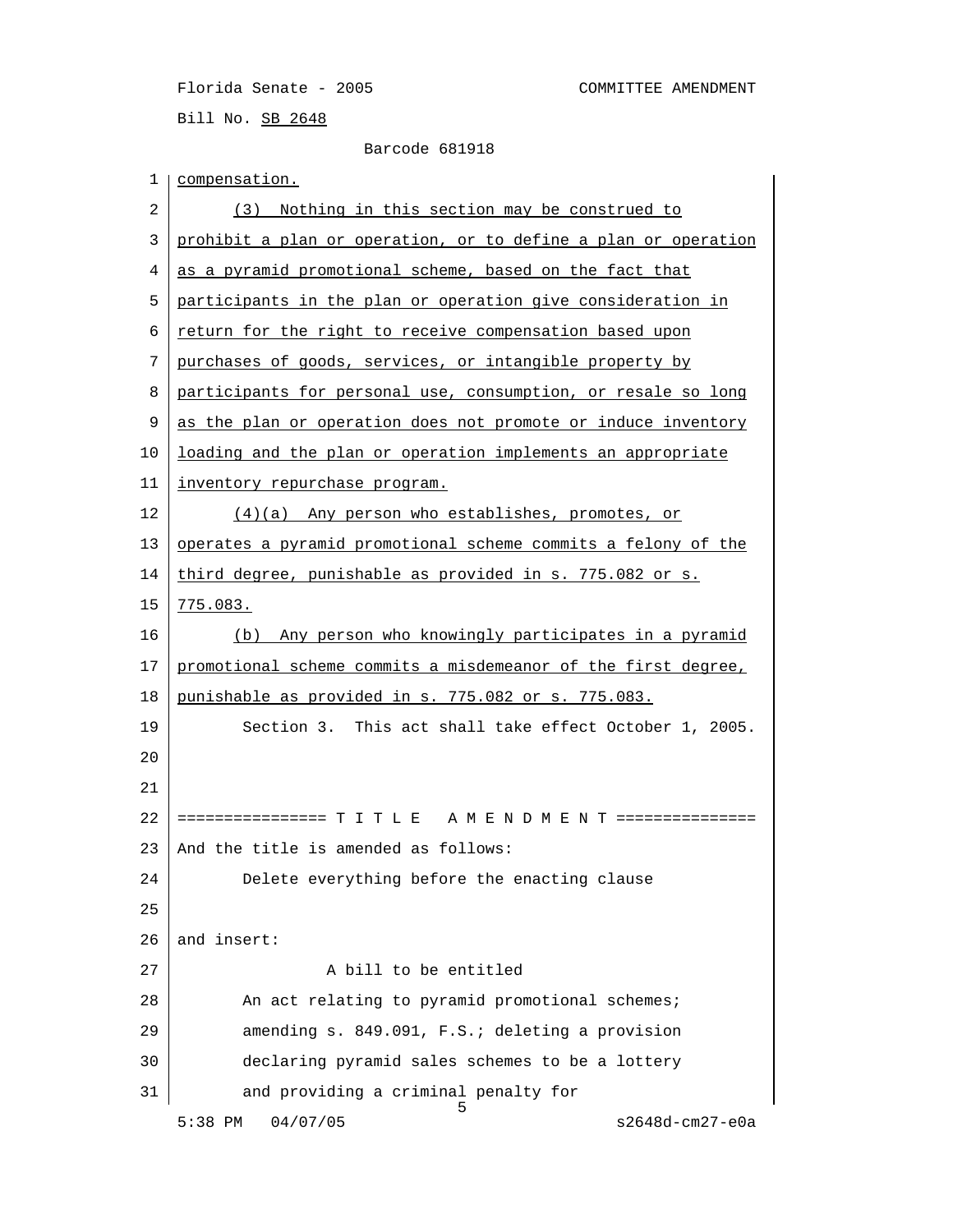compensation.

(3) Nothing in this section may be construed to prohibit a plan or operation, or to define a plan or operation as a pyramid promotional scheme, based on the fact that participants in the plan or operation give consideration in return for the right to receive compensation based upon purchases of goods, services, or intangible property by participants for personal use, consumption, or resale so long as the plan or operation does not promote or induce inventory loading and the plan or operation implements an appropriate inventory repurchase program.

(4)(a) Any person who establishes, promotes, or operates a pyramid promotional scheme commits a felony of the third degree, punishable as provided in s. 775.082 or s. 775.083.

(b) Any person who knowingly participates in a pyramid promotional scheme commits a misdemeanor of the first degree, punishable as provided in s. 775.082 or s. 775.083.

Section 3. This act shall take effect October 1, 2005.

================ T I T L E A M E N D M E N T ===============

And the title is amended as follows:

Delete everything before the enacting clause

and insert:

A bill to be entitled

An act relating to pyramid promotional schemes; amending s. 849.091, F.S.; deleting a provision declaring pyramid sales schemes to be a lottery and providing a criminal penalty for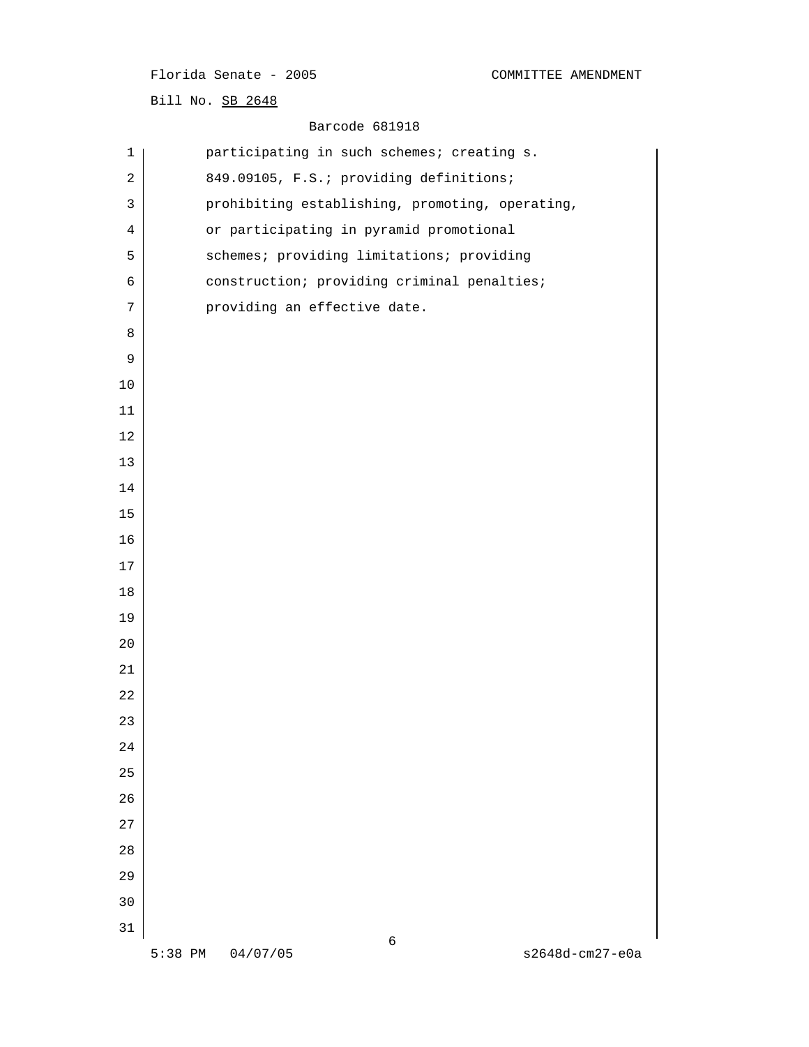participating in such schemes; creating s. 849.09105, F.S.; providing definitions; prohibiting establishing, promoting, operating, or participating in pyramid promotional schemes; providing limitations; providing construction; providing criminal penalties; providing an effective date.